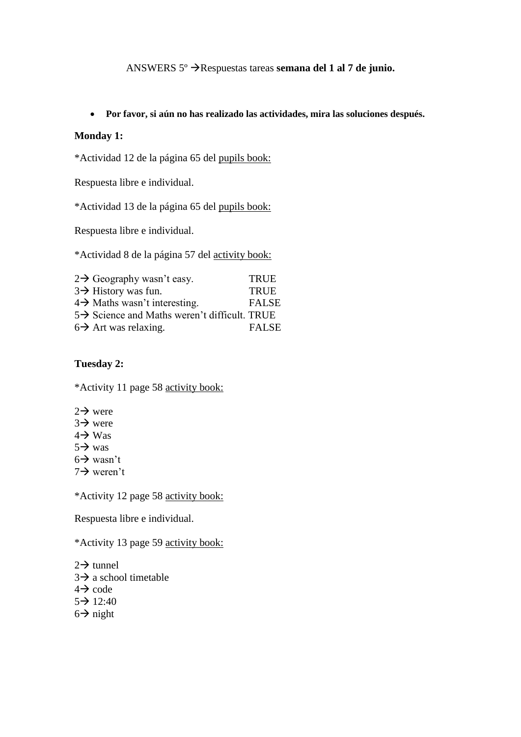ANSWERS 5º →Respuestas tareas **semana del 1 al 7 de junio.**

- **Por favor, si aún no has realizado las actividades, mira las soluciones después.**

**Monday 1:**

*Actividad 12 de la página 65 del <u>pupils book:</u>

Respuesta libre e individual.

*Actividad 13 de la página 65 del <u>pupils book:</u>

Respuesta libre e individual.

*Actividad 8 de la página 57 del <u>activity book:</u>

2→ Geography wasn't easy. TRUE
3→ History was fun. TRUE
4→ Maths wasn't interesting. FALSE
5→ Science and Maths weren't difficult. TRUE
6→ Art was relaxing. FALSE

**Tuesday 2:**

*Activity 11 page 58 <u>activity book:</u>

2→ were
3→ were
4→ Was
5→ was
6→ wasn't
7→ weren't

*Activity 12 page 58 <u>activity book:</u>

Respuesta libre e individual.

*Activity 13 page 59 <u>activity book:</u>

2→ tunnel
3→ a school timetable
4→ code
5→ 12:40
6→ night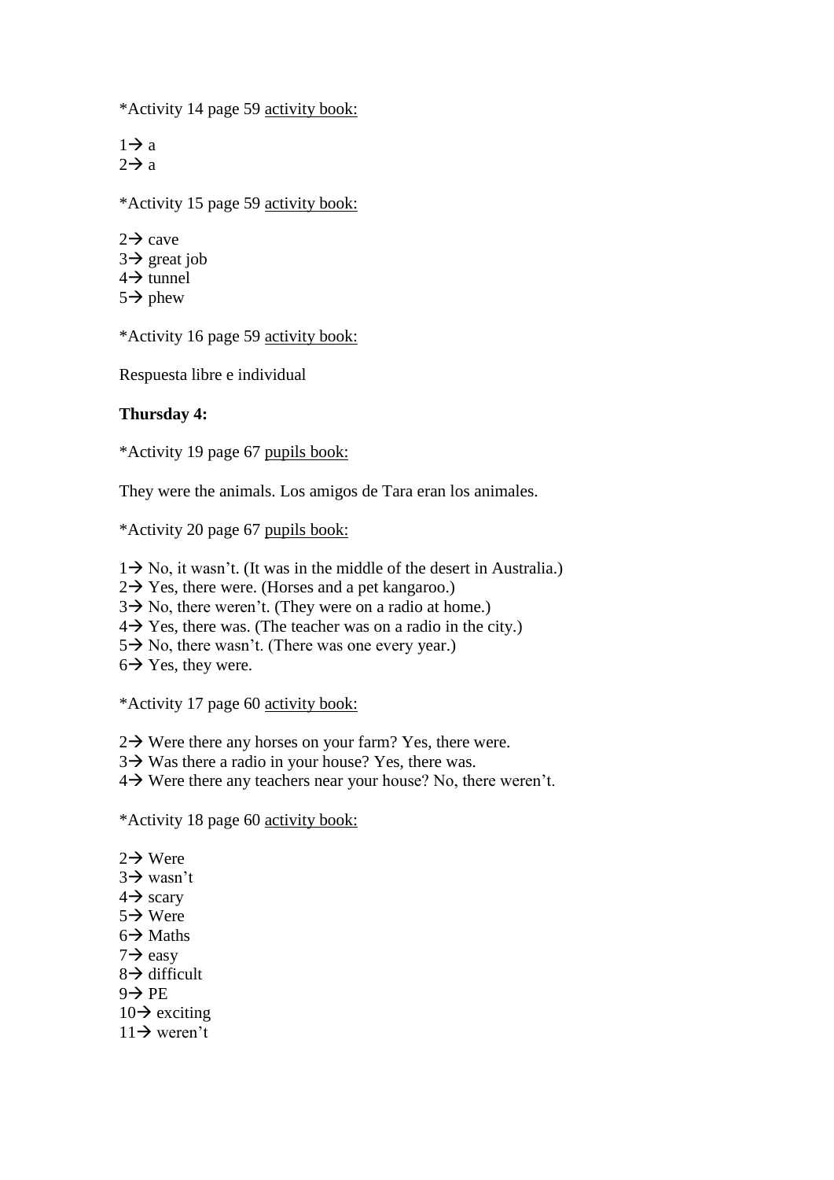*Activity 14 page 59 <u>activity book:</u>

1→ a  
2→ a

*Activity 15 page 59 <u>activity book:</u>

2→ cave  
3→ great job  
4→ tunnel  
5→ phew

*Activity 16 page 59 <u>activity book:</u>

Respuesta libre e individual

**Thursday 4:**

*Activity 19 page 67 <u>pupils book:</u>

They were the animals. Los amigos de Tara eran los animales.

*Activity 20 page 67 <u>pupils book:</u>

1→ No, it wasn't. (It was in the middle of the desert in Australia.)  
2→ Yes, there were. (Horses and a pet kangaroo.)  
3→ No, there weren't. (They were on a radio at home.)  
4→ Yes, there was. (The teacher was on a radio in the city.)  
5→ No, there wasn't. (There was one every year.)  
6→ Yes, they were.

*Activity 17 page 60 <u>activity book:</u>

2→ Were there any horses on your farm? Yes, there were.  
3→ Was there a radio in your house? Yes, there was.  
4→ Were there any teachers near your house? No, there weren't.

*Activity 18 page 60 <u>activity book:</u>

2→ Were  
3→ wasn't  
4→ scary  
5→ Were  
6→ Maths  
7→ easy  
8→ difficult  
9→ PE  
10→ exciting  
11→ weren't